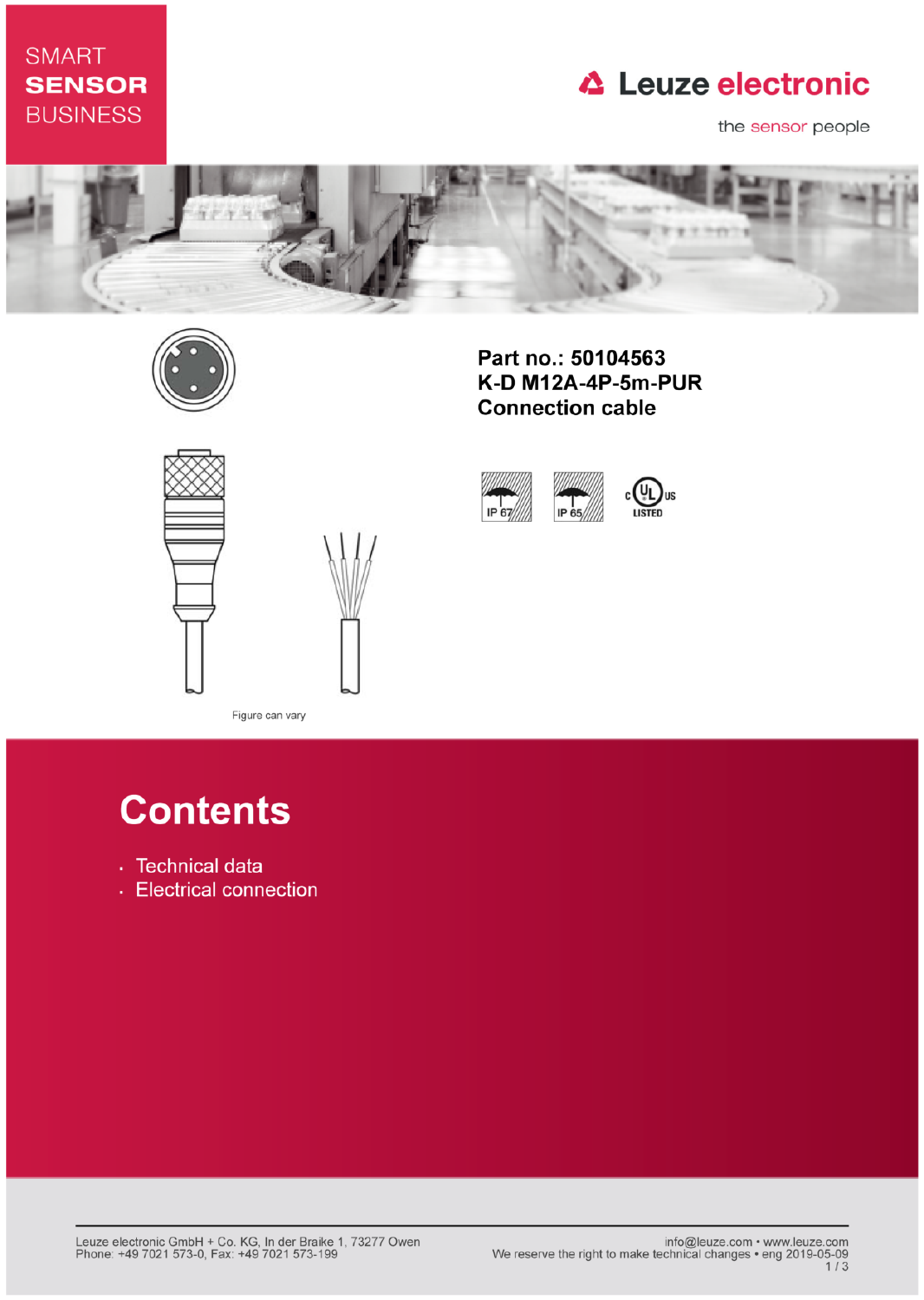SMART **SENSOR** BUSINESS

Leuze electronic

the sensor people

**Part no.: 50104563**
**K-D M12A-4P-5m-PUR**
**Connection cable**

IP 67 IP 65 c UL us LISTED

Figure can vary

# Contents

- Technical data
- Electrical connection

Leuze electronic GmbH + Co. KG, In der Braike 1, 73277 Owen
Phone: +49 7021 573-0, Fax: +49 7021 573-199

info@leuze.com • www.leuze.com
We reserve the right to make technical changes • eng 2019-05-09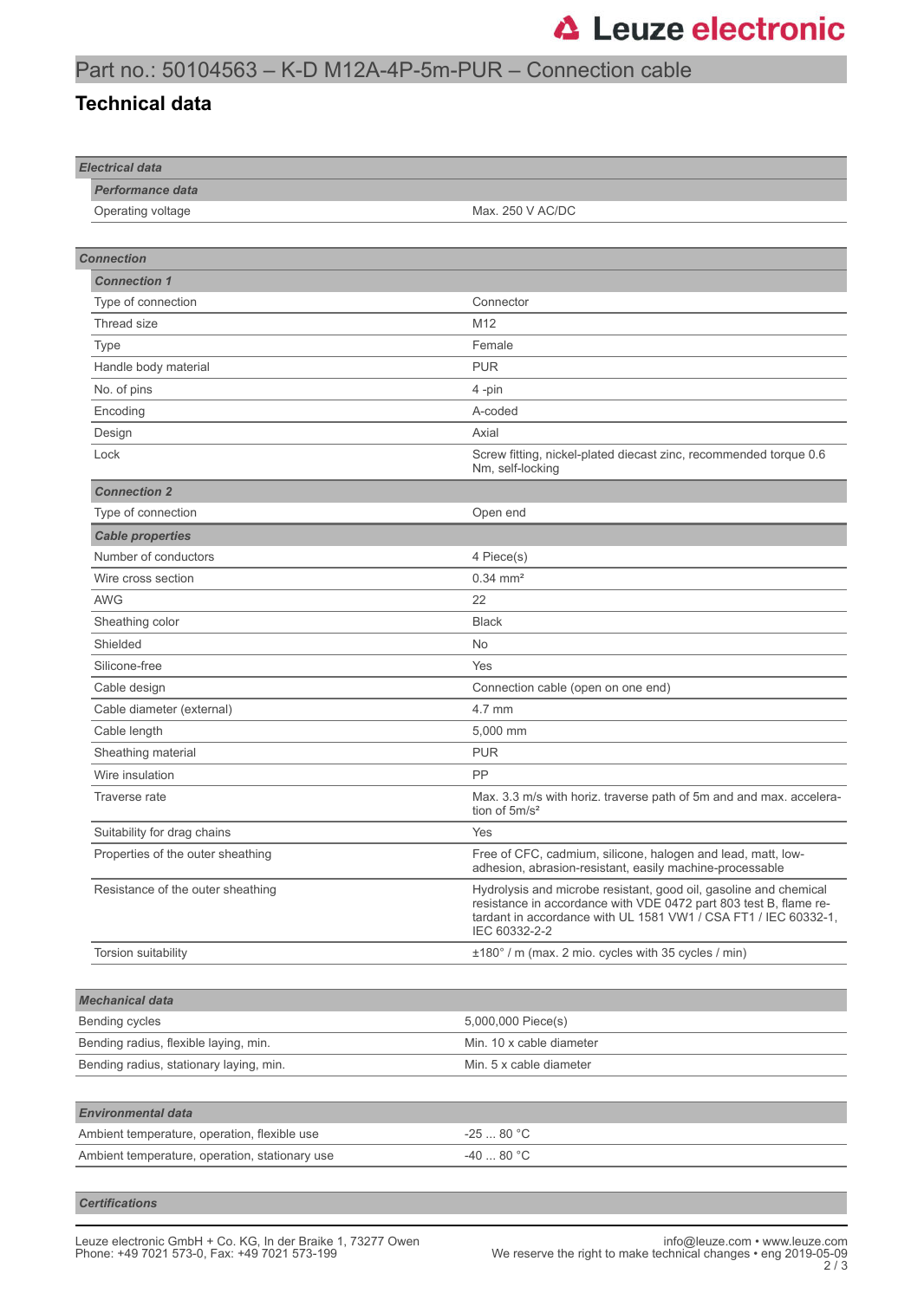# Part no.: 50104563 – K-D M12A-4P-5m-PUR – Connection cable

## Technical data

| **Electrical data** | |
|---|---|
| ***Performance data*** | |
| Operating voltage | Max. 250 V AC/DC |

| **Connection** | |
|---|---|
| ***Connection 1*** | |
| Type of connection | Connector |
| Thread size | M12 |
| Type | Female |
| Handle body material | PUR |
| No. of pins | 4 -pin |
| Encoding | A-coded |
| Design | Axial |
| Lock | Screw fitting, nickel-plated diecast zinc, recommended torque 0.6 Nm, self-locking |
| ***Connection 2*** | |
| Type of connection | Open end |
| ***Cable properties*** | |
| Number of conductors | 4 Piece(s) |
| Wire cross section | 0.34 mm² |
| AWG | 22 |
| Sheathing color | Black |
| Shielded | No |
| Silicone-free | Yes |
| Cable design | Connection cable (open on one end) |
| Cable diameter (external) | 4.7 mm |
| Cable length | 5,000 mm |
| Sheathing material | PUR |
| Wire insulation | PP |
| Traverse rate | Max. 3.3 m/s with horiz. traverse path of 5m and and max. acceleration of 5m/s² |
| Suitability for drag chains | Yes |
| Properties of the outer sheathing | Free of CFC, cadmium, silicone, halogen and lead, matt, low-adhesion, abrasion-resistant, easily machine-processable |
| Resistance of the outer sheathing | Hydrolysis and microbe resistant, good oil, gasoline and chemical resistance in accordance with VDE 0472 part 803 test B, flame retardant in accordance with UL 1581 VW1 / CSA FT1 / IEC 60332-1, IEC 60332-2-2 |
| Torsion suitability | ±180° / m (max. 2 mio. cycles with 35 cycles / min) |

| **Mechanical data** | |
|---|---|
| Bending cycles | 5,000,000 Piece(s) |
| Bending radius, flexible laying, min. | Min. 10 x cable diameter |
| Bending radius, stationary laying, min. | Min. 5 x cable diameter |

| **Environmental data** | |
|---|---|
| Ambient temperature, operation, flexible use | -25 ... 80 °C |
| Ambient temperature, operation, stationary use | -40 ... 80 °C |

| **Certifications** | |
|---|---|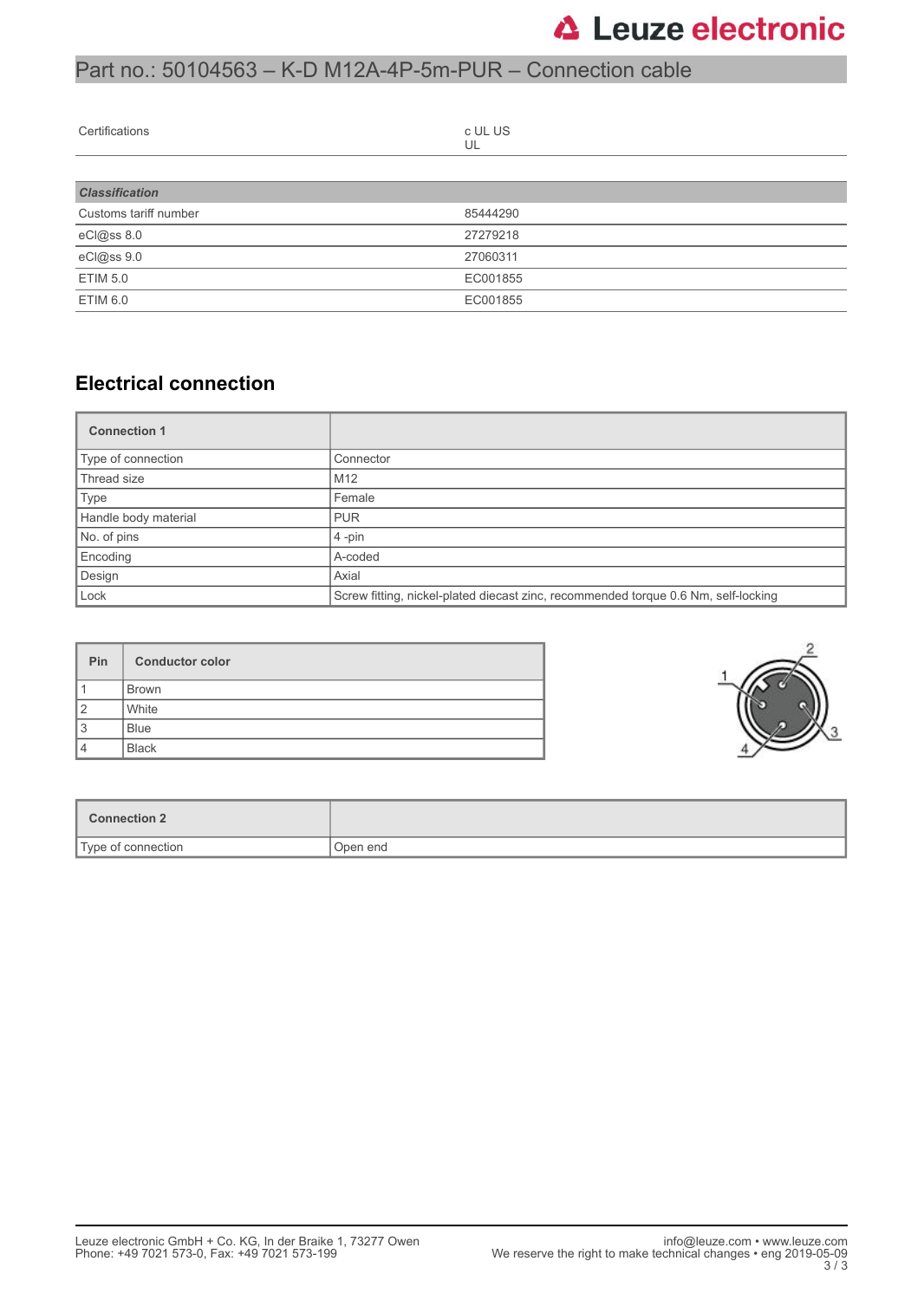Part no.: 50104563 – K-D M12A-4P-5m-PUR – Connection cable

| | |
|---|---|
| Certifications | c UL US<br>UL |

| *Classification* | |
|---|---|
| Customs tariff number | 85444290 |
| eCl@ss 8.0 | 27279218 |
| eCl@ss 9.0 | 27060311 |
| ETIM 5.0 | EC001855 |
| ETIM 6.0 | EC001855 |

## Electrical connection

| **Connection 1** | |
|---|---|
| Type of connection | Connector |
| Thread size | M12 |
| Type | Female |
| Handle body material | PUR |
| No. of pins | 4 -pin |
| Encoding | A-coded |
| Design | Axial |
| Lock | Screw fitting, nickel-plated diecast zinc, recommended torque 0.6 Nm, self-locking |

| Pin | Conductor color |
|---|---|
| 1 | Brown |
| 2 | White |
| 3 | Blue |
| 4 | Black |

| **Connection 2** | |
|---|---|
| Type of connection | Open end |

Leuze electronic GmbH + Co. KG, In der Braike 1, 73277 Owen
Phone: +49 7021 573-0, Fax: +49 7021 573-199

info@leuze.com • www.leuze.com
We reserve the right to make technical changes • eng 2019-05-09